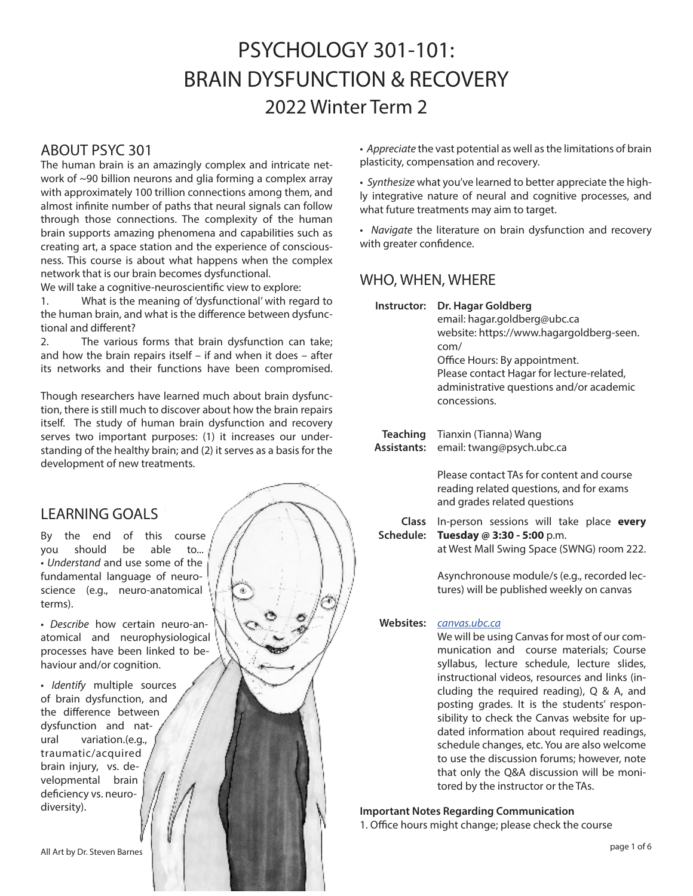# PSYCHOLOGY 301-101: BRAIN DYSFUNCTION & RECOVERY

## 2022 Winter Term 2

## ABOUT PSYC 301

The human brain is an amazingly complex and intricate network of ~90 billion neurons and glia forming a complex array with approximately 100 trillion connections among them, and almost infinite number of paths that neural signals can follow through those connections. The complexity of the human brain supports amazing phenomena and capabilities such as creating art, a space station and the experience of consciousness. This course is about what happens when the complex network that is our brain becomes dysfunctional.

We will take a cognitive-neuroscientific view to explore:

1. What is the meaning of 'dysfunctional' with regard to the human brain, and what is the difference between dysfunctional and different?
2. The various forms that brain dysfunction can take; and how the brain repairs itself – if and when it does – after its networks and their functions have been compromised.

Though researchers have learned much about brain dysfunction, there is still much to discover about how the brain repairs itself. The study of human brain dysfunction and recovery serves two important purposes: (1) it increases our understanding of the healthy brain; and (2) it serves as a basis for the development of new treatments.

## LEARNING GOALS

By the end of this course you should be able to...

- *Understand* and use some of the fundamental language of neuroscience (e.g., neuro-anatomical terms).
- *Describe* how certain neuro-anatomical and neurophysiological processes have been linked to behaviour and/or cognition.
- *Identify* multiple sources of brain dysfunction, and the difference between dysfunction and natural variation.(e.g., traumatic/acquired brain injury, vs. developmental brain deficiency vs. neurodiversity).
- *Appreciate* the vast potential as well as the limitations of brain plasticity, compensation and recovery.
- *Synthesize* what you've learned to better appreciate the highly integrative nature of neural and cognitive processes, and what future treatments may aim to target.
- *Navigate* the literature on brain dysfunction and recovery with greater confidence.

All Art by Dr. Steven Barnes

## WHO, WHEN, WHERE

**Instructor:** **Dr. Hagar Goldberg**
email: hagar.goldberg@ubc.ca
website: https://www.hagargoldberg-seen.com/
Office Hours: By appointment.
Please contact Hagar for lecture-related, administrative questions and/or academic concessions.

**Teaching Assistants:** Tianxin (Tianna) Wang
email: twang@psych.ubc.ca

Please contact TAs for content and course reading related questions, and for exams and grades related questions

**Class Schedule:** In-person sessions will take place **every Tuesday @ 3:30 - 5:00** p.m. at West Mall Swing Space (SWNG) room 222.

Asynchronouse module/s (e.g., recorded lectures) will be published weekly on canvas

**Websites:** *canvas.ubc.ca*
We will be using Canvas for most of our communication and course materials; Course syllabus, lecture schedule, lecture slides, instructional videos, resources and links (including the required reading), Q & A, and posting grades. It is the students' responsibility to check the Canvas website for updated information about required readings, schedule changes, etc. You are also welcome to use the discussion forums; however, note that only the Q&A discussion will be monitored by the instructor or the TAs.

**Important Notes Regarding Communication**

1. Office hours might change; please check the course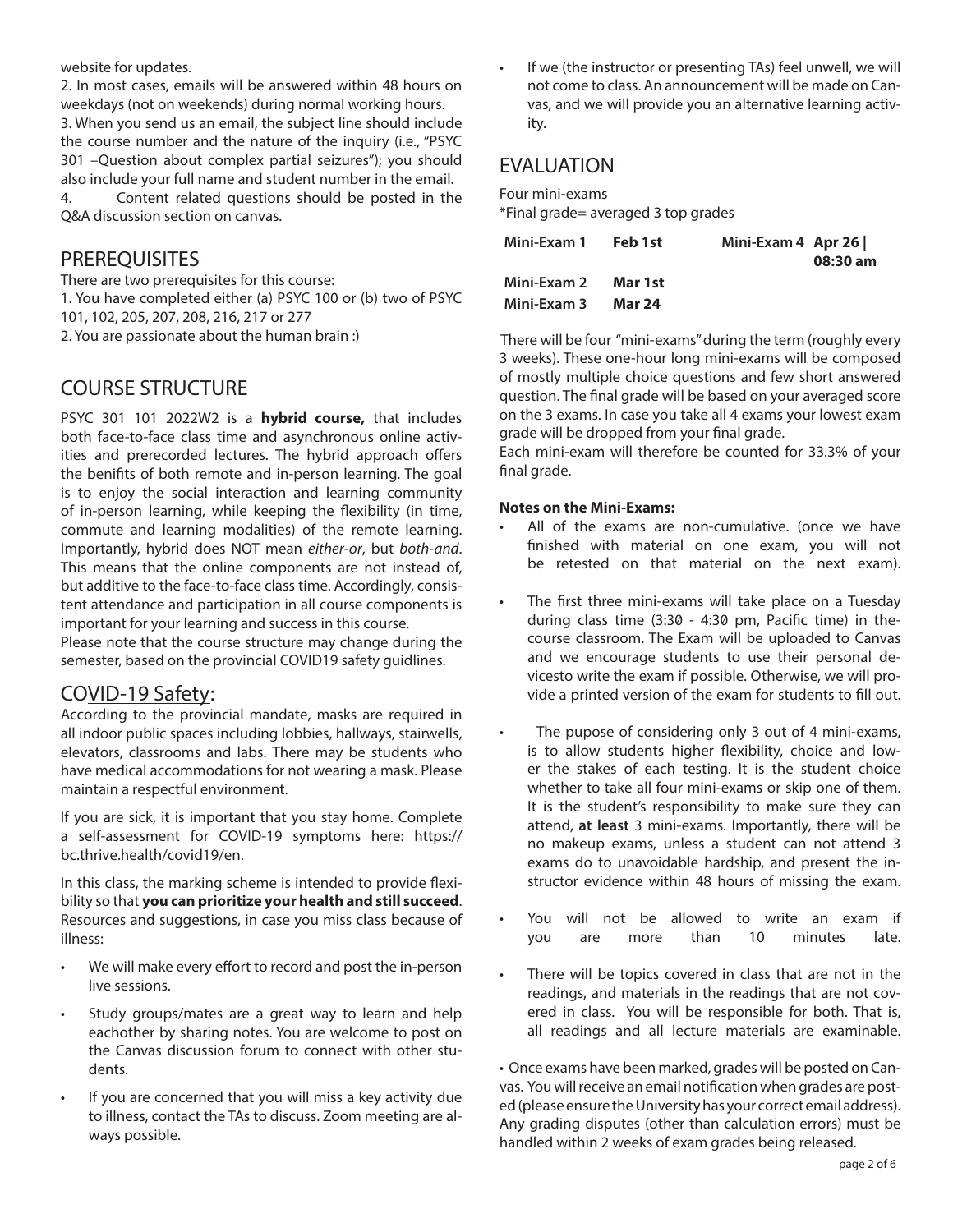website for updates.

2. In most cases, emails will be answered within 48 hours on weekdays (not on weekends) during normal working hours.

3. When you send us an email, the subject line should include the course number and the nature of the inquiry (i.e., "PSYC 301 –Question about complex partial seizures"); you should also include your full name and student number in the email.

4. Content related questions should be posted in the Q&A discussion section on canvas.

## PREREQUISITES

There are two prerequisites for this course:

1. You have completed either (a) PSYC 100 or (b) two of PSYC 101, 102, 205, 207, 208, 216, 217 or 277
2. You are passionate about the human brain :)

## COURSE STRUCTURE

PSYC 301 101 2022W2 is a **hybrid course,** that includes both face-to-face class time and asynchronous online activities and prerecorded lectures. The hybrid approach offers the benifits of both remote and in-person learning. The goal is to enjoy the social interaction and learning community of in-person learning, while keeping the flexibility (in time, commute and learning modalities) of the remote learning. Importantly, hybrid does NOT mean *either-or*, but *both-and*. This means that the online components are not instead of, but additive to the face-to-face class time. Accordingly, consistent attendance and participation in all course components is important for your learning and success in this course.

Please note that the course structure may change during the semester, based on the provincial COVID19 safety guidlines.

## COVID-19 Safety:

According to the provincial mandate, masks are required in all indoor public spaces including lobbies, hallways, stairwells, elevators, classrooms and labs. There may be students who have medical accommodations for not wearing a mask. Please maintain a respectful environment.

If you are sick, it is important that you stay home. Complete a self-assessment for COVID-19 symptoms here: https://bc.thrive.health/covid19/en.

In this class, the marking scheme is intended to provide flexibility so that **you can prioritize your health and still succeed**. Resources and suggestions, in case you miss class because of illness:

- We will make every effort to record and post the in-person live sessions.
- Study groups/mates are a great way to learn and help eachother by sharing notes. You are welcome to post on the Canvas discussion forum to connect with other students.
- If you are concerned that you will miss a key activity due to illness, contact the TAs to discuss. Zoom meeting are always possible.
- If we (the instructor or presenting TAs) feel unwell, we will not come to class. An announcement will be made on Canvas, and we will provide you an alternative learning activity.

## EVALUATION

Four mini-exams

*Final grade= averaged 3 top grades

| **Mini-Exam 1** | **Feb 1st** | **Mini-Exam 4** | **Apr 26 \| 08:30 am** |
|---|---|---|---|
| **Mini-Exam 2** | **Mar 1st** | | |
| **Mini-Exam 3** | **Mar 24** | | |

There will be four "mini-exams" during the term (roughly every 3 weeks). These one-hour long mini-exams will be composed of mostly multiple choice questions and few short answered question. The final grade will be based on your averaged score on the 3 exams. In case you take all 4 exams your lowest exam grade will be dropped from your final grade.

Each mini-exam will therefore be counted for 33.3% of your final grade.

**Notes on the Mini-Exams:**

- All of the exams are non-cumulative. (once we have finished with material on one exam, you will not be retested on that material on the next exam).
- The first three mini-exams will take place on a Tuesday during class time (3:30 - 4:30 pm, Pacific time) in thecourse classroom. The Exam will be uploaded to Canvas and we encourage students to use their personal devicesto write the exam if possible. Otherwise, we will provide a printed version of the exam for students to fill out.
- The pupose of considering only 3 out of 4 mini-exams, is to allow students higher flexibility, choice and lower the stakes of each testing. It is the student choice whether to take all four mini-exams or skip one of them. It is the student's responsibility to make sure they can attend, **at least** 3 mini-exams. Importantly, there will be no makeup exams, unless a student can not attend 3 exams do to unavoidable hardship, and present the instructor evidence within 48 hours of missing the exam.
- You will not be allowed to write an exam if you are more than 10 minutes late.
- There will be topics covered in class that are not in the readings, and materials in the readings that are not covered in class. You will be responsible for both. That is, all readings and all lecture materials are examinable.

• Once exams have been marked, grades will be posted on Canvas. You will receive an email notification when grades are posted (please ensure the University has your correct email address). Any grading disputes (other than calculation errors) must be handled within 2 weeks of exam grades being released.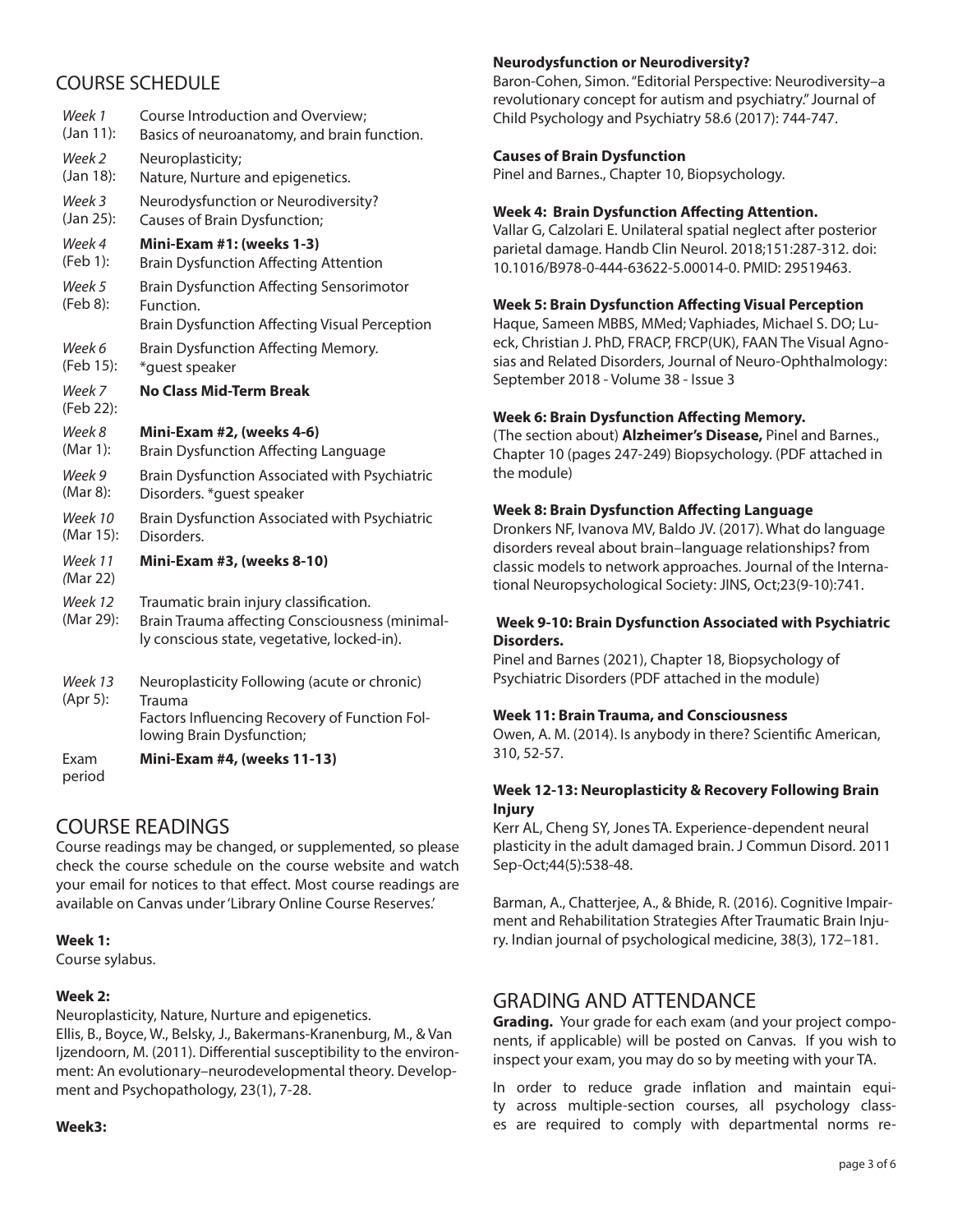## COURSE SCHEDULE

| | |
|---|---|
| *Week 1* (Jan 11): | Course Introduction and Overview; Basics of neuroanatomy, and brain function. |
| *Week 2* (Jan 18): | Neuroplasticity; Nature, Nurture and epigenetics. |
| *Week 3* (Jan 25): | Neurodysfunction or Neurodiversity? Causes of Brain Dysfunction; |
| *Week 4* (Feb 1): | **Mini-Exam #1: (weeks 1-3)** Brain Dysfunction Affecting Attention |
| *Week 5* (Feb 8): | Brain Dysfunction Affecting Sensorimotor Function. Brain Dysfunction Affecting Visual Perception |
| *Week 6* (Feb 15): | Brain Dysfunction Affecting Memory. *guest speaker |
| *Week 7* (Feb 22): | **No Class Mid-Term Break** |
| *Week 8* (Mar 1): | **Mini-Exam #2, (weeks 4-6)** Brain Dysfunction Affecting Language |
| *Week 9* (Mar 8): | Brain Dysfunction Associated with Psychiatric Disorders. *guest speaker |
| *Week 10* (Mar 15): | Brain Dysfunction Associated with Psychiatric Disorders. |
| *Week 11* (Mar 22) | **Mini-Exam #3, (weeks 8-10)** |
| *Week 12* (Mar 29): | Traumatic brain injury classification. Brain Trauma affecting Consciousness (minimally conscious state, vegetative, locked-in). |
| *Week 13* (Apr 5): | Neuroplasticity Following (acute or chronic) Trauma Factors Influencing Recovery of Function Following Brain Dysfunction; |
| Exam period | **Mini-Exam #4, (weeks 11-13)** |

## COURSE READINGS

Course readings may be changed, or supplemented, so please check the course schedule on the course website and watch your email for notices to that effect. Most course readings are available on Canvas under 'Library Online Course Reserves.'

**Week 1:**
Course sylabus.

**Week 2:**
Neuroplasticity, Nature, Nurture and epigenetics.
Ellis, B., Boyce, W., Belsky, J., Bakermans-Kranenburg, M., & Van Ijzendoorn, M. (2011). Differential susceptibility to the environment: An evolutionary–neurodevelopmental theory. Development and Psychopathology, 23(1), 7-28.

**Week3:**

**Neurodysfunction or Neurodiversity?**
Baron-Cohen, Simon. "Editorial Perspective: Neurodiversity–a revolutionary concept for autism and psychiatry." Journal of Child Psychology and Psychiatry 58.6 (2017): 744-747.

**Causes of Brain Dysfunction**
Pinel and Barnes., Chapter 10, Biopsychology.

**Week 4: Brain Dysfunction Affecting Attention.**
Vallar G, Calzolari E. Unilateral spatial neglect after posterior parietal damage. Handb Clin Neurol. 2018;151:287-312. doi: 10.1016/B978-0-444-63622-5.00014-0. PMID: 29519463.

**Week 5: Brain Dysfunction Affecting Visual Perception**
Haque, Sameen MBBS, MMed; Vaphiades, Michael S. DO; Lueck, Christian J. PhD, FRACP, FRCP(UK), FAAN The Visual Agnosias and Related Disorders, Journal of Neuro-Ophthalmology: September 2018 - Volume 38 - Issue 3

**Week 6: Brain Dysfunction Affecting Memory.**
(The section about) **Alzheimer's Disease,** Pinel and Barnes., Chapter 10 (pages 247-249) Biopsychology. (PDF attached in the module)

**Week 8: Brain Dysfunction Affecting Language**
Dronkers NF, Ivanova MV, Baldo JV. (2017). What do language disorders reveal about brain–language relationships? from classic models to network approaches. Journal of the International Neuropsychological Society: JINS, Oct;23(9-10):741.

**Week 9-10: Brain Dysfunction Associated with Psychiatric Disorders.**
Pinel and Barnes (2021), Chapter 18, Biopsychology of Psychiatric Disorders (PDF attached in the module)

**Week 11: Brain Trauma, and Consciousness**
Owen, A. M. (2014). Is anybody in there? Scientific American, 310, 52-57.

**Week 12-13: Neuroplasticity & Recovery Following Brain Injury**
Kerr AL, Cheng SY, Jones TA. Experience-dependent neural plasticity in the adult damaged brain. J Commun Disord. 2011 Sep-Oct;44(5):538-48.

Barman, A., Chatterjee, A., & Bhide, R. (2016). Cognitive Impairment and Rehabilitation Strategies After Traumatic Brain Injury. Indian journal of psychological medicine, 38(3), 172–181.

## GRADING AND ATTENDANCE

**Grading.** Your grade for each exam (and your project components, if applicable) will be posted on Canvas. If you wish to inspect your exam, you may do so by meeting with your TA.

In order to reduce grade inflation and maintain equity across multiple-section courses, all psychology classes are required to comply with departmental norms re-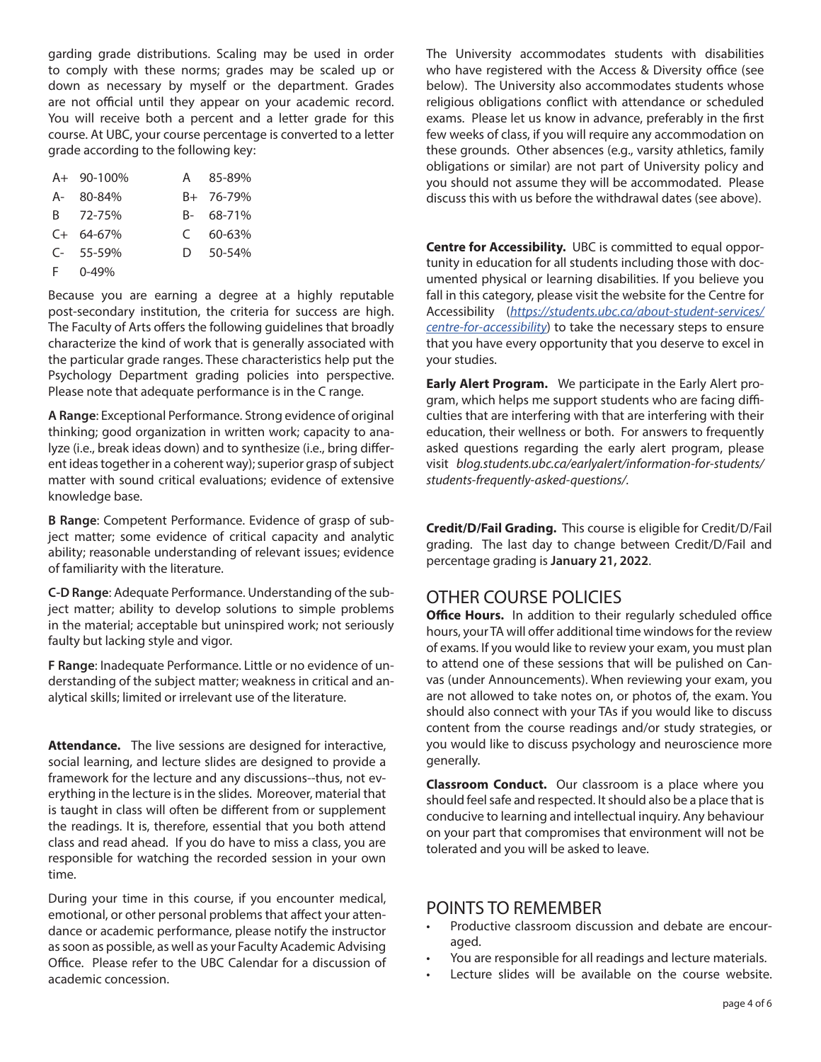garding grade distributions. Scaling may be used in order to comply with these norms; grades may be scaled up or down as necessary by myself or the department. Grades are not official until they appear on your academic record. You will receive both a percent and a letter grade for this course. At UBC, your course percentage is converted to a letter grade according to the following key:

| | | | |
|---|---|---|---|
| A+ | 90-100% | A | 85-89% |
| A- | 80-84% | B+ | 76-79% |
| B | 72-75% | B- | 68-71% |
| C+ | 64-67% | C | 60-63% |
| C- | 55-59% | D | 50-54% |
| F | 0-49% | | |

Because you are earning a degree at a highly reputable post-secondary institution, the criteria for success are high. The Faculty of Arts offers the following guidelines that broadly characterize the kind of work that is generally associated with the particular grade ranges. These characteristics help put the Psychology Department grading policies into perspective. Please note that adequate performance is in the C range.

**A Range**: Exceptional Performance. Strong evidence of original thinking; good organization in written work; capacity to analyze (i.e., break ideas down) and to synthesize (i.e., bring different ideas together in a coherent way); superior grasp of subject matter with sound critical evaluations; evidence of extensive knowledge base.

**B Range**: Competent Performance. Evidence of grasp of subject matter; some evidence of critical capacity and analytic ability; reasonable understanding of relevant issues; evidence of familiarity with the literature.

**C-D Range**: Adequate Performance. Understanding of the subject matter; ability to develop solutions to simple problems in the material; acceptable but uninspired work; not seriously faulty but lacking style and vigor.

**F Range**: Inadequate Performance. Little or no evidence of understanding of the subject matter; weakness in critical and analytical skills; limited or irrelevant use of the literature.

**Attendance.** The live sessions are designed for interactive, social learning, and lecture slides are designed to provide a framework for the lecture and any discussions--thus, not everything in the lecture is in the slides. Moreover, material that is taught in class will often be different from or supplement the readings. It is, therefore, essential that you both attend class and read ahead. If you do have to miss a class, you are responsible for watching the recorded session in your own time.

During your time in this course, if you encounter medical, emotional, or other personal problems that affect your attendance or academic performance, please notify the instructor as soon as possible, as well as your Faculty Academic Advising Office. Please refer to the UBC Calendar for a discussion of academic concession.

The University accommodates students with disabilities who have registered with the Access & Diversity office (see below). The University also accommodates students whose religious obligations conflict with attendance or scheduled exams. Please let us know in advance, preferably in the first few weeks of class, if you will require any accommodation on these grounds. Other absences (e.g., varsity athletics, family obligations or similar) are not part of University policy and you should not assume they will be accommodated. Please discuss this with us before the withdrawal dates (see above).

**Centre for Accessibility.** UBC is committed to equal opportunity in education for all students including those with documented physical or learning disabilities. If you believe you fall in this category, please visit the website for the Centre for Accessibility (*https://students.ubc.ca/about-student-services/centre-for-accessibility*) to take the necessary steps to ensure that you have every opportunity that you deserve to excel in your studies.

**Early Alert Program.** We participate in the Early Alert program, which helps me support students who are facing difficulties that are interfering with that are interfering with their education, their wellness or both. For answers to frequently asked questions regarding the early alert program, please visit *blog.students.ubc.ca/earlyalert/information-for-students/students-frequently-asked-questions/*.

**Credit/D/Fail Grading.** This course is eligible for Credit/D/Fail grading. The last day to change between Credit/D/Fail and percentage grading is **January 21, 2022**.

## OTHER COURSE POLICIES

**Office Hours.** In addition to their regularly scheduled office hours, your TA will offer additional time windows for the review of exams. If you would like to review your exam, you must plan to attend one of these sessions that will be pulished on Canvas (under Announcements). When reviewing your exam, you are not allowed to take notes on, or photos of, the exam. You should also connect with your TAs if you would like to discuss content from the course readings and/or study strategies, or you would like to discuss psychology and neuroscience more generally.

**Classroom Conduct.** Our classroom is a place where you should feel safe and respected. It should also be a place that is conducive to learning and intellectual inquiry. Any behaviour on your part that compromises that environment will not be tolerated and you will be asked to leave.

## POINTS TO REMEMBER

- Productive classroom discussion and debate are encouraged.
- You are responsible for all readings and lecture materials.
- Lecture slides will be available on the course website.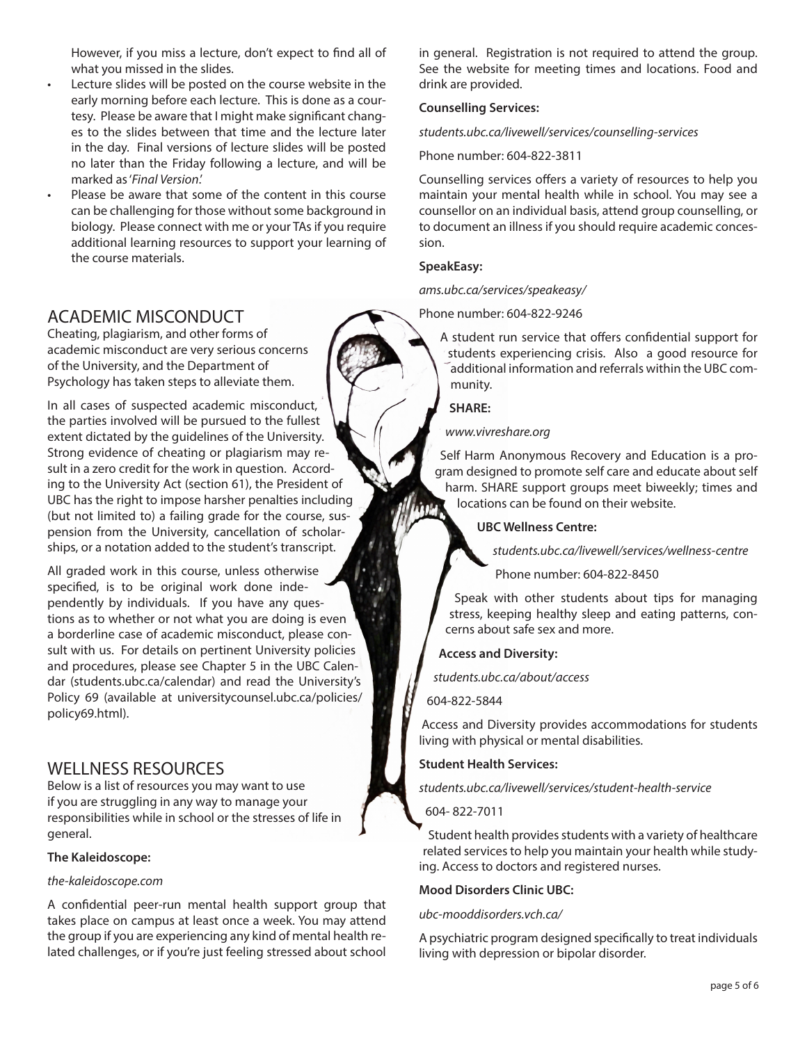However, if you miss a lecture, don't expect to find all of what you missed in the slides.

- Lecture slides will be posted on the course website in the early morning before each lecture. This is done as a courtesy. Please be aware that I might make significant changes to the slides between that time and the lecture later in the day. Final versions of lecture slides will be posted no later than the Friday following a lecture, and will be marked as '*Final Version*.'
- Please be aware that some of the content in this course can be challenging for those without some background in biology. Please connect with me or your TAs if you require additional learning resources to support your learning of the course materials.

## ACADEMIC MISCONDUCT

Cheating, plagiarism, and other forms of academic misconduct are very serious concerns of the University, and the Department of Psychology has taken steps to alleviate them.

In all cases of suspected academic misconduct, the parties involved will be pursued to the fullest extent dictated by the guidelines of the University. Strong evidence of cheating or plagiarism may result in a zero credit for the work in question. According to the University Act (section 61), the President of UBC has the right to impose harsher penalties including (but not limited to) a failing grade for the course, suspension from the University, cancellation of scholarships, or a notation added to the student's transcript.

All graded work in this course, unless otherwise specified, is to be original work done independently by individuals. If you have any questions as to whether or not what you are doing is even a borderline case of academic misconduct, please consult with us. For details on pertinent University policies and procedures, please see Chapter 5 in the UBC Calendar (students.ubc.ca/calendar) and read the University's Policy 69 (available at universitycounsel.ubc.ca/policies/policy69.html).

## WELLNESS RESOURCES

Below is a list of resources you may want to use if you are struggling in any way to manage your responsibilities while in school or the stresses of life in general.

**The Kaleidoscope:**

*the-kaleidoscope.com*

A confidential peer-run mental health support group that takes place on campus at least once a week. You may attend the group if you are experiencing any kind of mental health related challenges, or if you're just feeling stressed about school in general. Registration is not required to attend the group. See the website for meeting times and locations. Food and drink are provided.

**Counselling Services:**

*students.ubc.ca/livewell/services/counselling-services*

Phone number: 604-822-3811

Counselling services offers a variety of resources to help you maintain your mental health while in school. You may see a counsellor on an individual basis, attend group counselling, or to document an illness if you should require academic concession.

**SpeakEasy:**

*ams.ubc.ca/services/speakeasy/*

Phone number: 604-822-9246

A student run service that offers confidential support for students experiencing crisis. Also a good resource for additional information and referrals within the UBC community.

**SHARE:**

*www.vivreshare.org*

Self Harm Anonymous Recovery and Education is a program designed to promote self care and educate about self harm. SHARE support groups meet biweekly; times and locations can be found on their website.

**UBC Wellness Centre:**

*students.ubc.ca/livewell/services/wellness-centre*

Phone number: 604-822-8450

Speak with other students about tips for managing stress, keeping healthy sleep and eating patterns, concerns about safe sex and more.

**Access and Diversity:**

*students.ubc.ca/about/access*

604-822-5844

Access and Diversity provides accommodations for students living with physical or mental disabilities.

**Student Health Services:**

*students.ubc.ca/livewell/services/student-health-service*

604- 822-7011

Student health provides students with a variety of healthcare related services to help you maintain your health while studying. Access to doctors and registered nurses.

**Mood Disorders Clinic UBC:**

*ubc-mooddisorders.vch.ca/*

A psychiatric program designed specifically to treat individuals living with depression or bipolar disorder.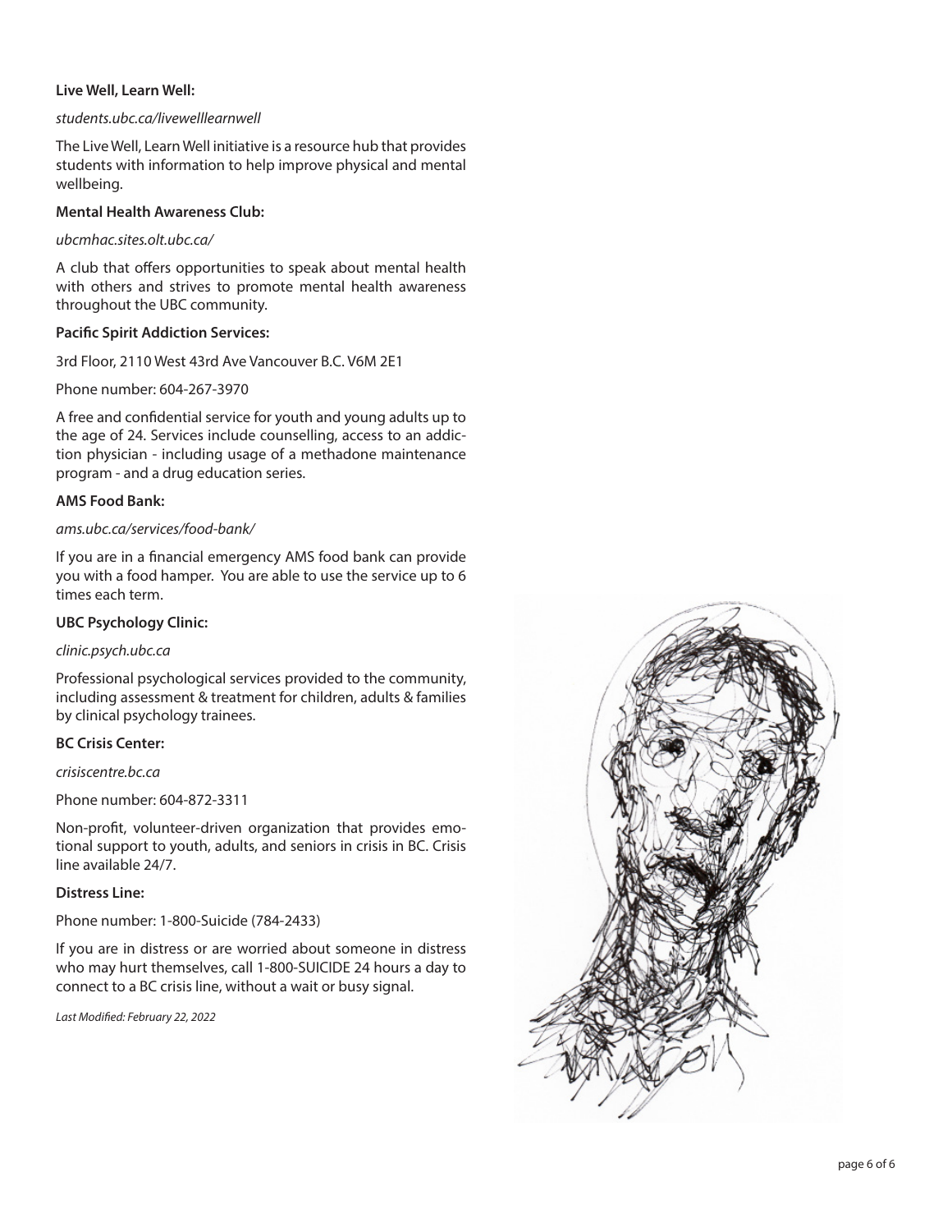**Live Well, Learn Well:**

*students.ubc.ca/livewelllearnwell*

The Live Well, Learn Well initiative is a resource hub that provides students with information to help improve physical and mental wellbeing.

**Mental Health Awareness Club:**

*ubcmhac.sites.olt.ubc.ca/*

A club that offers opportunities to speak about mental health with others and strives to promote mental health awareness throughout the UBC community.

**Pacific Spirit Addiction Services:**

3rd Floor, 2110 West 43rd Ave Vancouver B.C. V6M 2E1

Phone number: 604-267-3970

A free and confidential service for youth and young adults up to the age of 24. Services include counselling, access to an addiction physician - including usage of a methadone maintenance program - and a drug education series.

**AMS Food Bank:**

*ams.ubc.ca/services/food-bank/*

If you are in a financial emergency AMS food bank can provide you with a food hamper. You are able to use the service up to 6 times each term.

**UBC Psychology Clinic:**

*clinic.psych.ubc.ca*

Professional psychological services provided to the community, including assessment & treatment for children, adults & families by clinical psychology trainees.

**BC Crisis Center:**

*crisiscentre.bc.ca*

Phone number: 604-872-3311

Non-profit, volunteer-driven organization that provides emotional support to youth, adults, and seniors in crisis in BC. Crisis line available 24/7.

**Distress Line:**

Phone number: 1-800-Suicide (784-2433)

If you are in distress or are worried about someone in distress who may hurt themselves, call 1-800-SUICIDE 24 hours a day to connect to a BC crisis line, without a wait or busy signal.

*Last Modified: February 22, 2022*